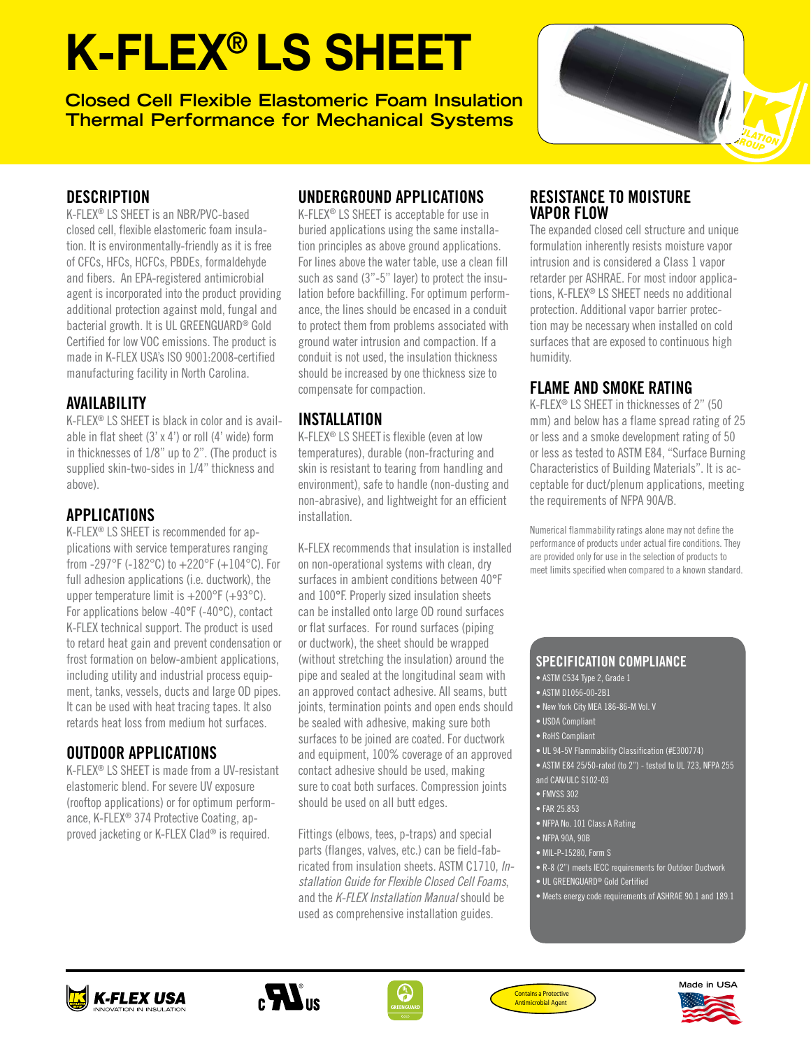# K-FLEX® LS SHEET

**Closed Cell Flexible Elastomeric Foam Insulation**
**Thermal Performance for Mechanical Systems**

## DESCRIPTION

K-FLEX® LS SHEET is an NBR/PVC-based closed cell, flexible elastomeric foam insulation. It is environmentally-friendly as it is free of CFCs, HFCs, HCFCs, PBDEs, formaldehyde and fibers. An EPA-registered antimicrobial agent is incorporated into the product providing additional protection against mold, fungal and bacterial growth. It is UL GREENGUARD® Gold Certified for low VOC emissions. The product is made in K-FLEX USA's ISO 9001:2008-certified manufacturing facility in North Carolina.

## AVAILABILITY

K-FLEX® LS SHEET is black in color and is available in flat sheet (3' x 4') or roll (4' wide) form in thicknesses of 1/8" up to 2". (The product is supplied skin-two-sides in 1/4" thickness and above).

## APPLICATIONS

K-FLEX® LS SHEET is recommended for applications with service temperatures ranging from -297°F (-182°C) to +220°F (+104°C). For full adhesion applications (i.e. ductwork), the upper temperature limit is +200°F (+93°C). For applications below -40°F (-40°C), contact K-FLEX technical support. The product is used to retard heat gain and prevent condensation or frost formation on below-ambient applications, including utility and industrial process equipment, tanks, vessels, ducts and large OD pipes. It can be used with heat tracing tapes. It also retards heat loss from medium hot surfaces.

## OUTDOOR APPLICATIONS

K-FLEX® LS SHEET is made from a UV-resistant elastomeric blend. For severe UV exposure (rooftop applications) or for optimum performance, K-FLEX® 374 Protective Coating, approved jacketing or K-FLEX Clad® is required.

## UNDERGROUND APPLICATIONS

K-FLEX® LS SHEET is acceptable for use in buried applications using the same installation principles as above ground applications. For lines above the water table, use a clean fill such as sand (3"-5" layer) to protect the insulation before backfilling. For optimum performance, the lines should be encased in a conduit to protect them from problems associated with ground water intrusion and compaction. If a conduit is not used, the insulation thickness should be increased by one thickness size to compensate for compaction.

## INSTALLATION

K-FLEX® LS SHEET is flexible (even at low temperatures), durable (non-fracturing and skin is resistant to tearing from handling and environment), safe to handle (non-dusting and non-abrasive), and lightweight for an efficient installation.

K-FLEX recommends that insulation is installed on non-operational systems with clean, dry surfaces in ambient conditions between 40°F and 100°F. Properly sized insulation sheets can be installed onto large OD round surfaces or flat surfaces. For round surfaces (piping or ductwork), the sheet should be wrapped (without stretching the insulation) around the pipe and sealed at the longitudinal seam with an approved contact adhesive. All seams, butt joints, termination points and open ends should be sealed with adhesive, making sure both surfaces to be joined are coated. For ductwork and equipment, 100% coverage of an approved contact adhesive should be used, making sure to coat both surfaces. Compression joints should be used on all butt edges.

Fittings (elbows, tees, p-traps) and special parts (flanges, valves, etc.) can be field-fabricated from insulation sheets. ASTM C1710, *Installation Guide for Flexible Closed Cell Foams*, and the *K-FLEX Installation Manual* should be used as comprehensive installation guides.

## RESISTANCE TO MOISTURE VAPOR FLOW

The expanded closed cell structure and unique formulation inherently resists moisture vapor intrusion and is considered a Class 1 vapor retarder per ASHRAE. For most indoor applications, K-FLEX® LS SHEET needs no additional protection. Additional vapor barrier protection may be necessary when installed on cold surfaces that are exposed to continuous high humidity.

## FLAME AND SMOKE RATING

K-FLEX® LS SHEET in thicknesses of 2" (50 mm) and below has a flame spread rating of 25 or less and a smoke development rating of 50 or less as tested to ASTM E84, "Surface Burning Characteristics of Building Materials". It is acceptable for duct/plenum applications, meeting the requirements of NFPA 90A/B.

Numerical flammability ratings alone may not define the performance of products under actual fire conditions. They are provided only for use in the selection of products to meet limits specified when compared to a known standard.

## SPECIFICATION COMPLIANCE

- ASTM C534 Type 2, Grade 1
- ASTM D1056-00-2B1
- New York City MEA 186-86-M Vol. V
- USDA Compliant
- RoHS Compliant
- UL 94-5V Flammability Classification (#E300774)
- ASTM E84 25/50-rated (to 2") - tested to UL 723, NFPA 255 and CAN/ULC S102-03
- FMVSS 302
- FAR 25.853
- NFPA No. 101 Class A Rating
- NFPA 90A, 90B
- MIL-P-15280, Form S
- R-8 (2") meets IECC requirements for Outdoor Ductwork
- UL GREENGUARD® Gold Certified
- Meets energy code requirements of ASHRAE 90.1 and 189.1

K-FLEX USA — INNOVATION IN INSULATION

Contains a Protective Antimicrobial Agent

Made in USA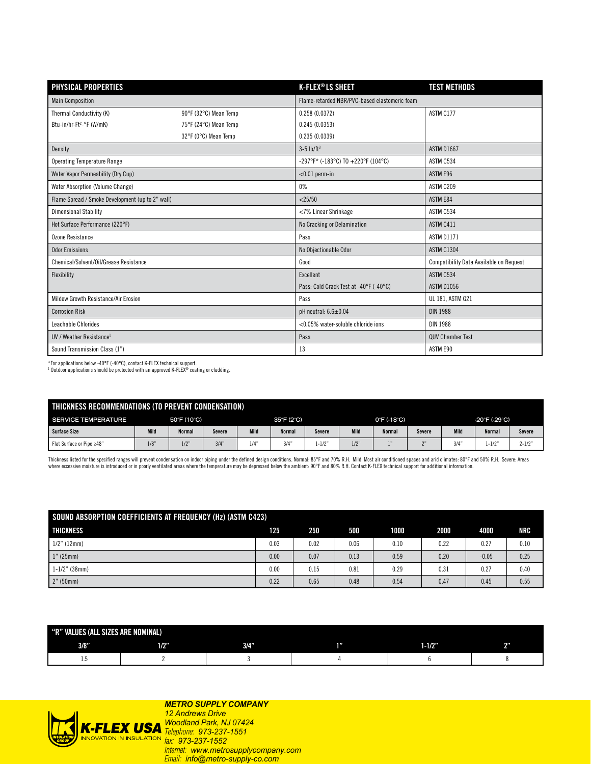| PHYSICAL PROPERTIES | | K-FLEX® LS SHEET | TEST METHODS |
|---|---|---|---|
| Main Composition | | Flame-retarded NBR/PVC-based elastomeric foam | |
| Thermal Conductivity (K) | 90°F (32°C) Mean Temp | 0.258 (0.0372) | ASTM C177 |
| Btu-in/hr-Ft$^2$-°F (W/mK) | 75°F (24°C) Mean Temp | 0.245 (0.0353) | |
| | 32°F (0°C) Mean Temp | 0.235 (0.0339) | |
| Density | | 3-5 lb/ft$^3$ | ASTM D1667 |
| Operating Temperature Range | | -297°F* (-183°C) TO +220°F (104°C) | ASTM C534 |
| Water Vapor Permeability (Dry Cup) | | <0.01 perm-in | ASTM E96 |
| Water Absorption (Volume Change) | | 0% | ASTM C209 |
| Flame Spread / Smoke Development (up to 2" wall) | | <25/50 | ASTM E84 |
| Dimensional Stability | | <7% Linear Shrinkage | ASTM C534 |
| Hot Surface Performance (220°F) | | No Cracking or Delamination | ASTM C411 |
| Ozone Resistance | | Pass | ASTM D1171 |
| Odor Emissions | | No Objectionable Odor | ASTM C1304 |
| Chemical/Solvent/Oil/Grease Resistance | | Good | Compatibility Data Available on Request |
| Flexibility | | Excellent | ASTM C534 |
| | | Pass: Cold Crack Test at -40°F (-40°C) | ASTM D1056 |
| Mildew Growth Resistance/Air Erosion | | Pass | UL 181, ASTM G21 |
| Corrosion Risk | | pH neutral: 6.6±0.04 | DIN 1988 |
| Leachable Chlorides | | <0.05% water-soluble chloride ions | DIN 1988 |
| UV / Weather Resistance[1] | | Pass | QUV Chamber Test |
| Sound Transmission Class (1") | | 13 | ASTM E90 |

*For applications below -40°F (-40°C), contact K-FLEX technical support.
[1] Outdoor applications should be protected with an approved K-FLEX® coating or cladding.

| THICKNESS RECOMMENDATIONS (TO PREVENT CONDENSATION) | | | | | | | | | | | | |
|---|---|---|---|---|---|---|---|---|---|---|---|---|
| SERVICE TEMPERATURE | 50°F (10°C) | | | 35°F (2°C) | | | 0°F (-18°C) | | | -20°F (-29°C) | | |
| Surface Size | Mild | Normal | Severe | Mild | Normal | Severe | Mild | Normal | Severe | Mild | Normal | Severe |
| Flat Surface or Pipe ≥48" | 1/8" | 1/2" | 3/4" | 1/4" | 3/4" | 1-1/2" | 1/2" | 1" | 2" | 3/4" | 1-1/2" | 2-1/2" |

Thickness listed for the specified ranges will prevent condensation on indoor piping under the defined design conditions. Normal: 85°F and 70% R.H. Mild: Most air conditioned spaces and arid climates: 80°F and 50% R.H. Severe: Areas where excessive moisture is introduced or in poorly ventilated areas where the temperature may be depressed below the ambient: 90°F and 80% R.H. Contact K-FLEX technical support for additional information.

| SOUND ABSORPTION COEFFICIENTS AT FREQUENCY (Hz) (ASTM C423) | | | | | | | |
|---|---|---|---|---|---|---|---|
| THICKNESS | 125 | 250 | 500 | 1000 | 2000 | 4000 | NRC |
| 1/2" (12mm) | 0.03 | 0.02 | 0.06 | 0.10 | 0.22 | 0.27 | 0.10 |
| 1" (25mm) | 0.00 | 0.07 | 0.13 | 0.59 | 0.20 | -0.05 | 0.25 |
| 1-1/2" (38mm) | 0.00 | 0.15 | 0.81 | 0.29 | 0.31 | 0.27 | 0.40 |
| 2" (50mm) | 0.22 | 0.65 | 0.48 | 0.54 | 0.47 | 0.45 | 0.55 |

| "R" VALUES (ALL SIZES ARE NOMINAL) | | | | | |
|---|---|---|---|---|---|
| 3/8" | 1/2" | 3/4" | 1" | 1-1/2" | 2" |
| 1.5 | 2 | 3 | 4 | 6 | 8 |

K-FLEX USA
INNOVATION IN INSULATION

***METRO SUPPLY COMPANY***
*12 Andrews Drive*
*Woodland Park, NJ 07424*
*Telephone: 973-237-1551*
*fax: 973-237-1552*
*Internet: www.metrosupplycompany.com*
*Email: info@metro-supply-co.com*